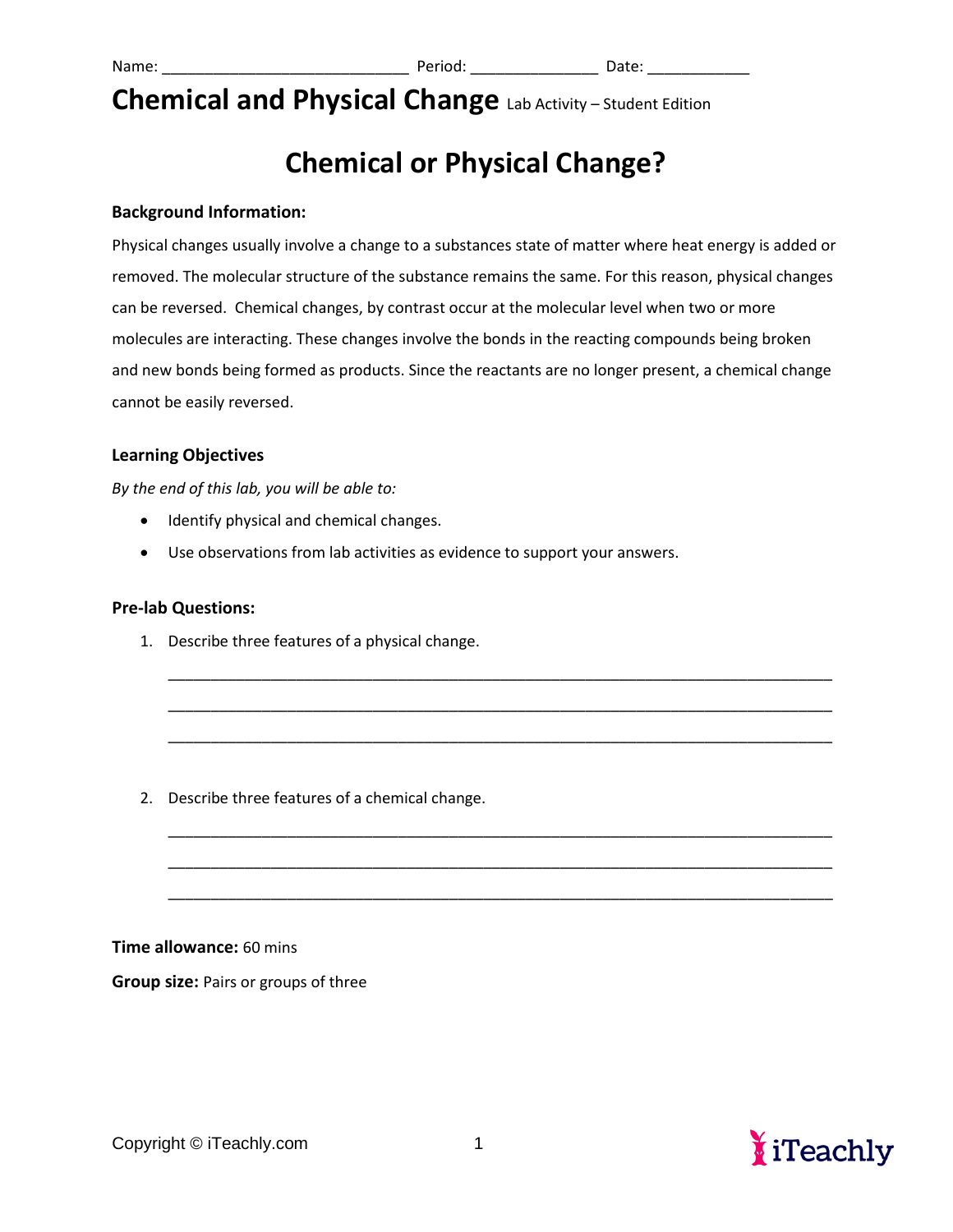Name: ____________________________ Period: _______________ Date: ____________

# Chemical and Physical Change Lab Activity – Student Edition

## Chemical or Physical Change?

**Background Information:**

Physical changes usually involve a change to a substances state of matter where heat energy is added or removed. The molecular structure of the substance remains the same. For this reason, physical changes can be reversed. Chemical changes, by contrast occur at the molecular level when two or more molecules are interacting. These changes involve the bonds in the reacting compounds being broken and new bonds being formed as products. Since the reactants are no longer present, a chemical change cannot be easily reversed.

**Learning Objectives**

*By the end of this lab, you will be able to:*

- Identify physical and chemical changes.
- Use observations from lab activities as evidence to support your answers.

**Pre-lab Questions:**

1. Describe three features of a physical change.

   ___________________________________________________________________________

   ___________________________________________________________________________

   ___________________________________________________________________________

2. Describe three features of a chemical change.

   ___________________________________________________________________________

   ___________________________________________________________________________

   ___________________________________________________________________________

**Time allowance:** 60 mins

**Group size:** Pairs or groups of three

Copyright © iTeachly.com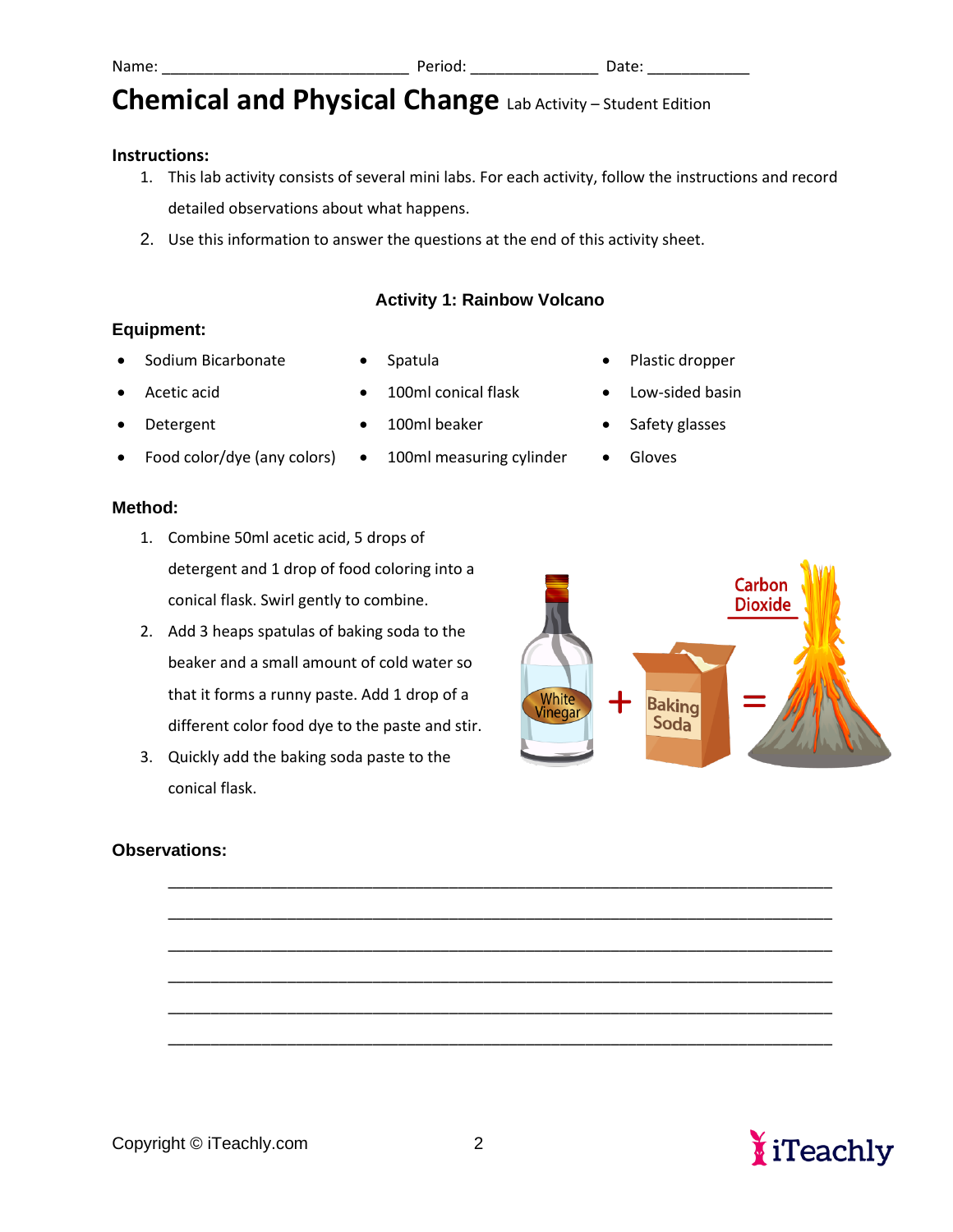Name: ____________________________ Period: _______________ Date: ____________

# Chemical and Physical Change Lab Activity – Student Edition

**Instructions:**

1. This lab activity consists of several mini labs. For each activity, follow the instructions and record detailed observations about what happens.
2. Use this information to answer the questions at the end of this activity sheet.

### Activity 1: Rainbow Volcano

**Equipment:**

- Sodium Bicarbonate
- Acetic acid
- Detergent
- Food color/dye (any colors)
- Spatula
- 100ml conical flask
- 100ml beaker
- 100ml measuring cylinder
- Plastic dropper
- Low-sided basin
- Safety glasses
- Gloves

**Method:**

1. Combine 50ml acetic acid, 5 drops of detergent and 1 drop of food coloring into a conical flask. Swirl gently to combine.
2. Add 3 heaps spatulas of baking soda to the beaker and a small amount of cold water so that it forms a runny paste. Add 1 drop of a different color food dye to the paste and stir.
3. Quickly add the baking soda paste to the conical flask.

White Vinegar + Baking Soda = Carbon Dioxide

**Observations:**

______________________________________________________________________

______________________________________________________________________

______________________________________________________________________

______________________________________________________________________

______________________________________________________________________

______________________________________________________________________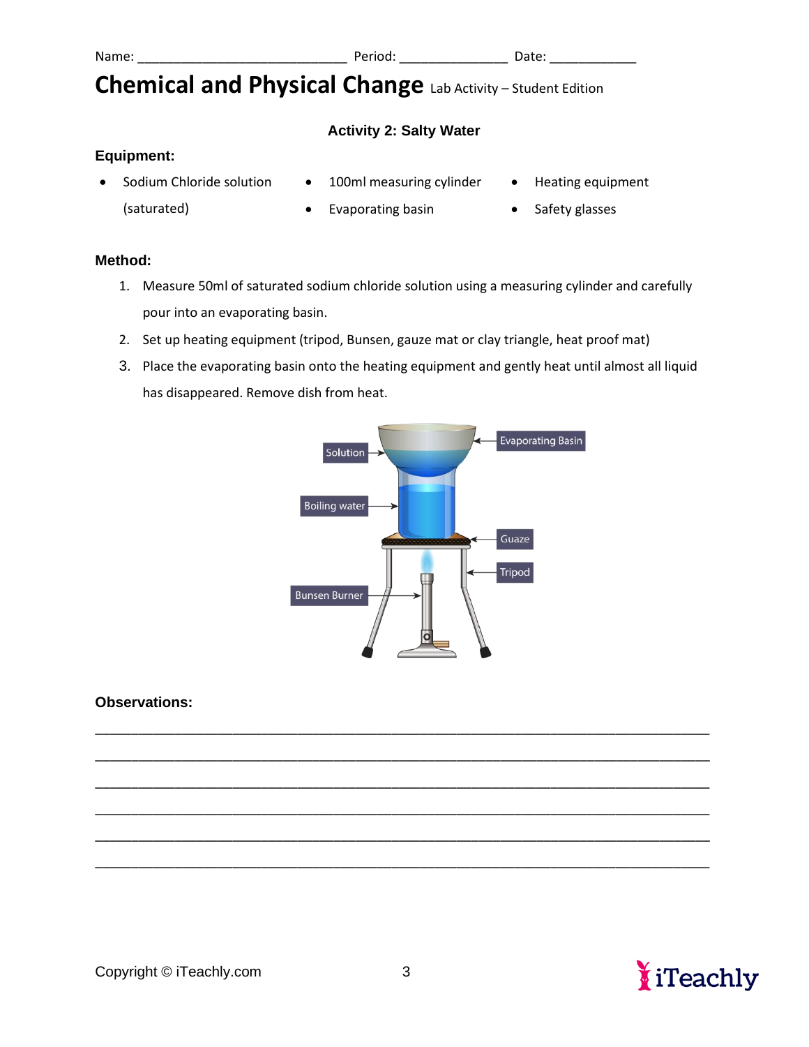Name: ____________________________ Period: ______________ Date: ___________

# Chemical and Physical Change Lab Activity – Student Edition

## Activity 2: Salty Water

**Equipment:**

- Sodium Chloride solution (saturated)
- 100ml measuring cylinder
- Evaporating basin
- Heating equipment
- Safety glasses

**Method:**

1. Measure 50ml of saturated sodium chloride solution using a measuring cylinder and carefully pour into an evaporating basin.
2. Set up heating equipment (tripod, Bunsen, gauze mat or clay triangle, heat proof mat)
3. Place the evaporating basin onto the heating equipment and gently heat until almost all liquid has disappeared. Remove dish from heat.

Solution, Evaporating Basin, Boiling water, Guaze, Tripod, Bunsen Burner

**Observations:**

_______________________________________________________________________________

_______________________________________________________________________________

_______________________________________________________________________________

_______________________________________________________________________________

_______________________________________________________________________________

_______________________________________________________________________________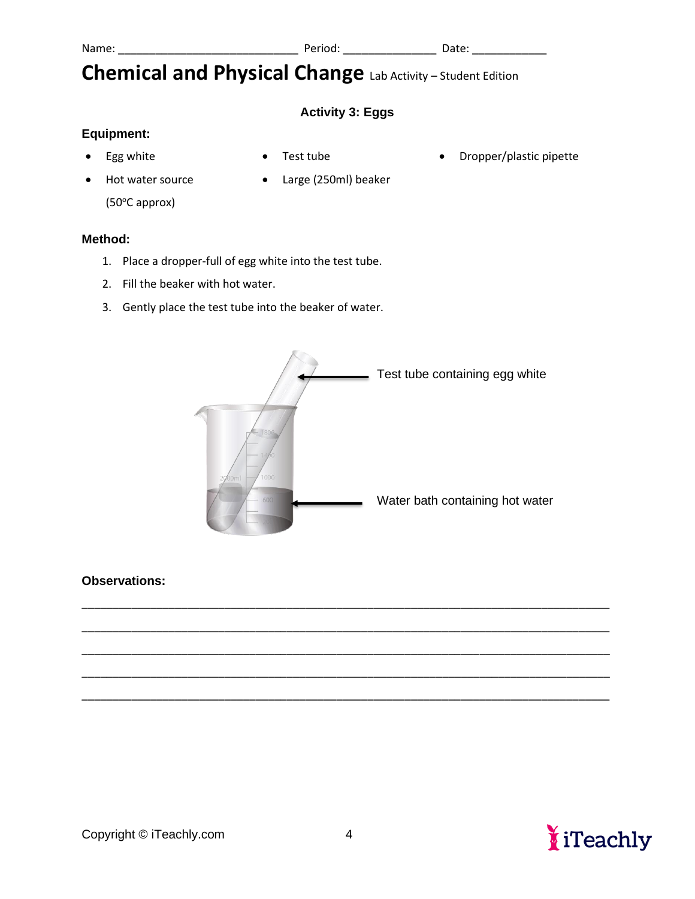Name: ____________________________ Period: ______________ Date: ___________

# Chemical and Physical Change Lab Activity – Student Edition

### Activity 3: Eggs

**Equipment:**

- Egg white
- Hot water source (50ºC approx)
- Test tube
- Large (250ml) beaker
- Dropper/plastic pipette

**Method:**

1. Place a dropper-full of egg white into the test tube.
2. Fill the beaker with hot water.
3. Gently place the test tube into the beaker of water.

Test tube containing egg white

Water bath containing hot water

**Observations:**

_____________________________________________________________________________

_____________________________________________________________________________

_____________________________________________________________________________

_____________________________________________________________________________

_____________________________________________________________________________

Copyright © iTeachly.com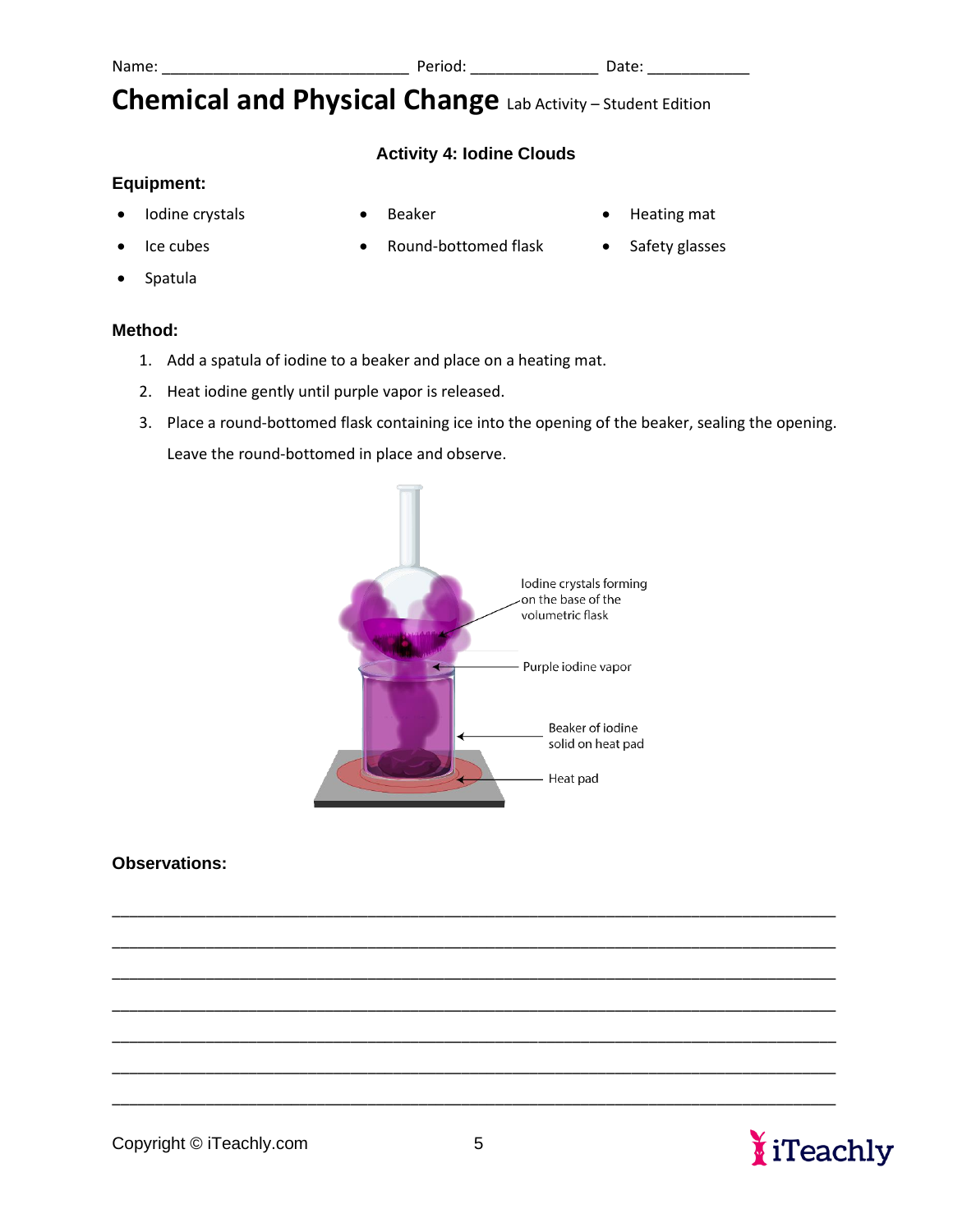Name: ____________________________ Period: _______________ Date: ____________

# Chemical and Physical Change Lab Activity – Student Edition

## Activity 4: Iodine Clouds

### Equipment:

- Iodine crystals
- Beaker
- Heating mat
- Ice cubes
- Round-bottomed flask
- Safety glasses
- Spatula

### Method:

1. Add a spatula of iodine to a beaker and place on a heating mat.
2. Heat iodine gently until purple vapor is released.
3. Place a round-bottomed flask containing ice into the opening of the beaker, sealing the opening. Leave the round-bottomed in place and observe.

Iodine crystals forming on the base of the volumetric flask

Purple iodine vapor

Beaker of iodine solid on heat pad

Heat pad

### Observations:

_______________________________________________________________________________

_______________________________________________________________________________

_______________________________________________________________________________

_______________________________________________________________________________

_______________________________________________________________________________

_______________________________________________________________________________

_______________________________________________________________________________

Copyright © iTeachly.com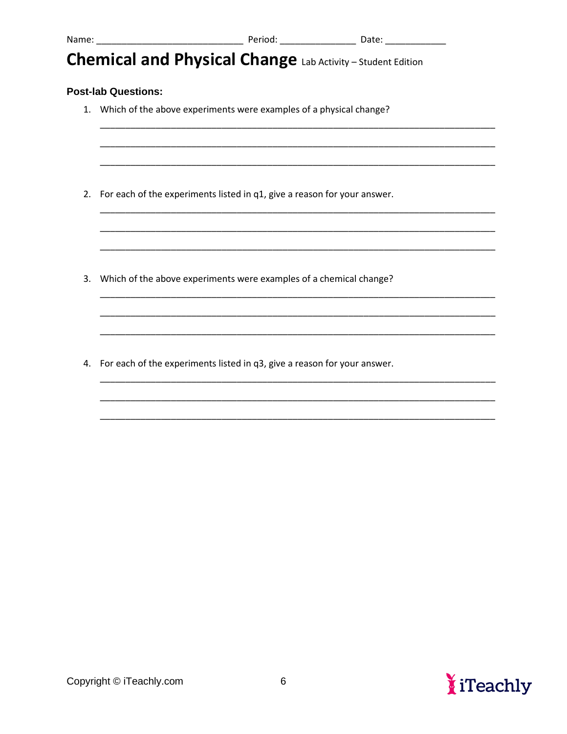Name: ____________________________ Period: ______________ Date: ___________

# Chemical and Physical Change Lab Activity – Student Edition

**Post-lab Questions:**

1. Which of the above experiments were examples of a physical change?

   ___________________________________________________________________________

   ___________________________________________________________________________

   ___________________________________________________________________________

2. For each of the experiments listed in q1, give a reason for your answer.

   ___________________________________________________________________________

   ___________________________________________________________________________

   ___________________________________________________________________________

3. Which of the above experiments were examples of a chemical change?

   ___________________________________________________________________________

   ___________________________________________________________________________

   ___________________________________________________________________________

4. For each of the experiments listed in q3, give a reason for your answer.

   ___________________________________________________________________________

   ___________________________________________________________________________

   ___________________________________________________________________________